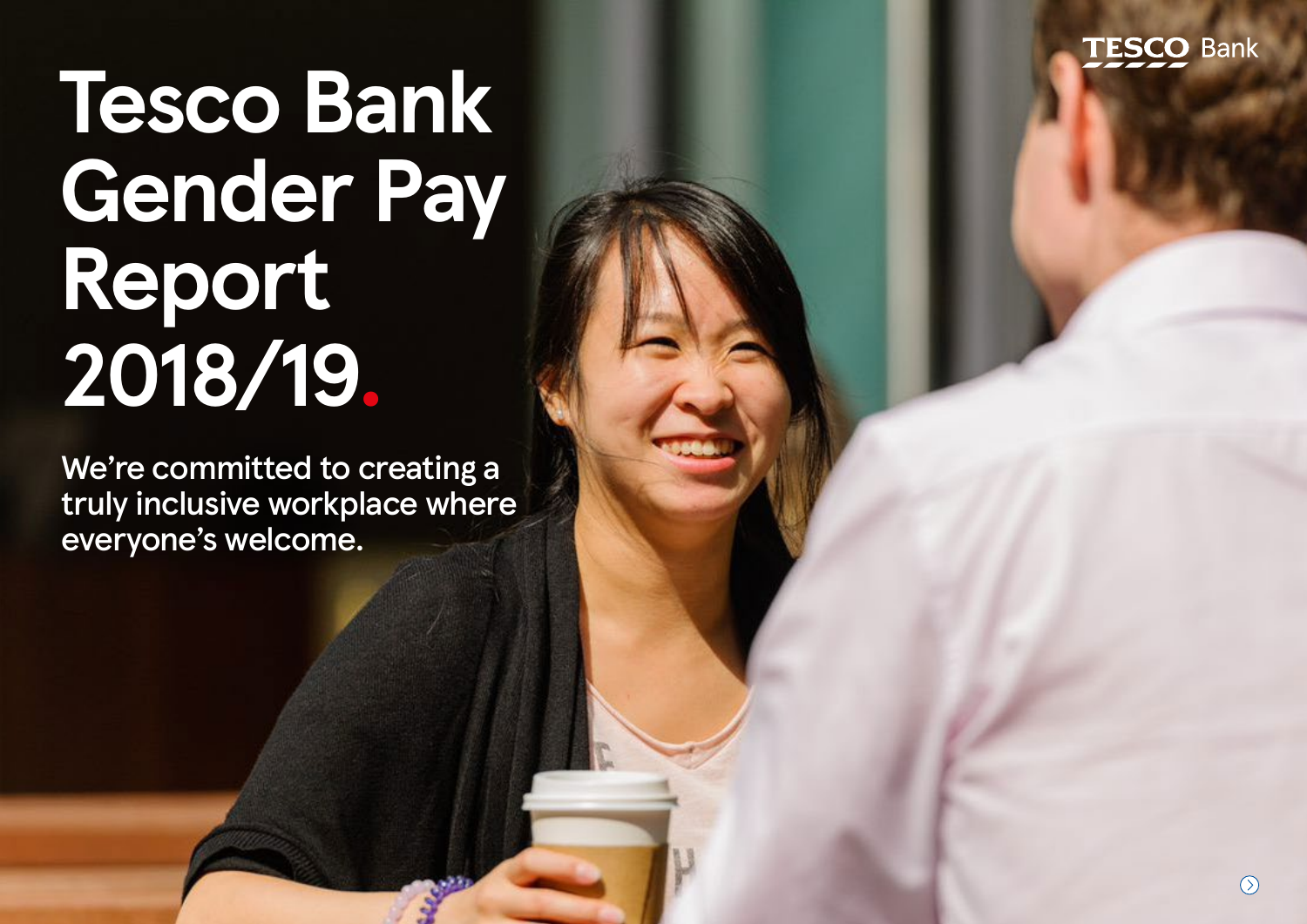TESCO Bank

# Tesco Bank Gender Pay Report 2018/19.

We're committed to creating a truly inclusive workplace where everyone's welcome.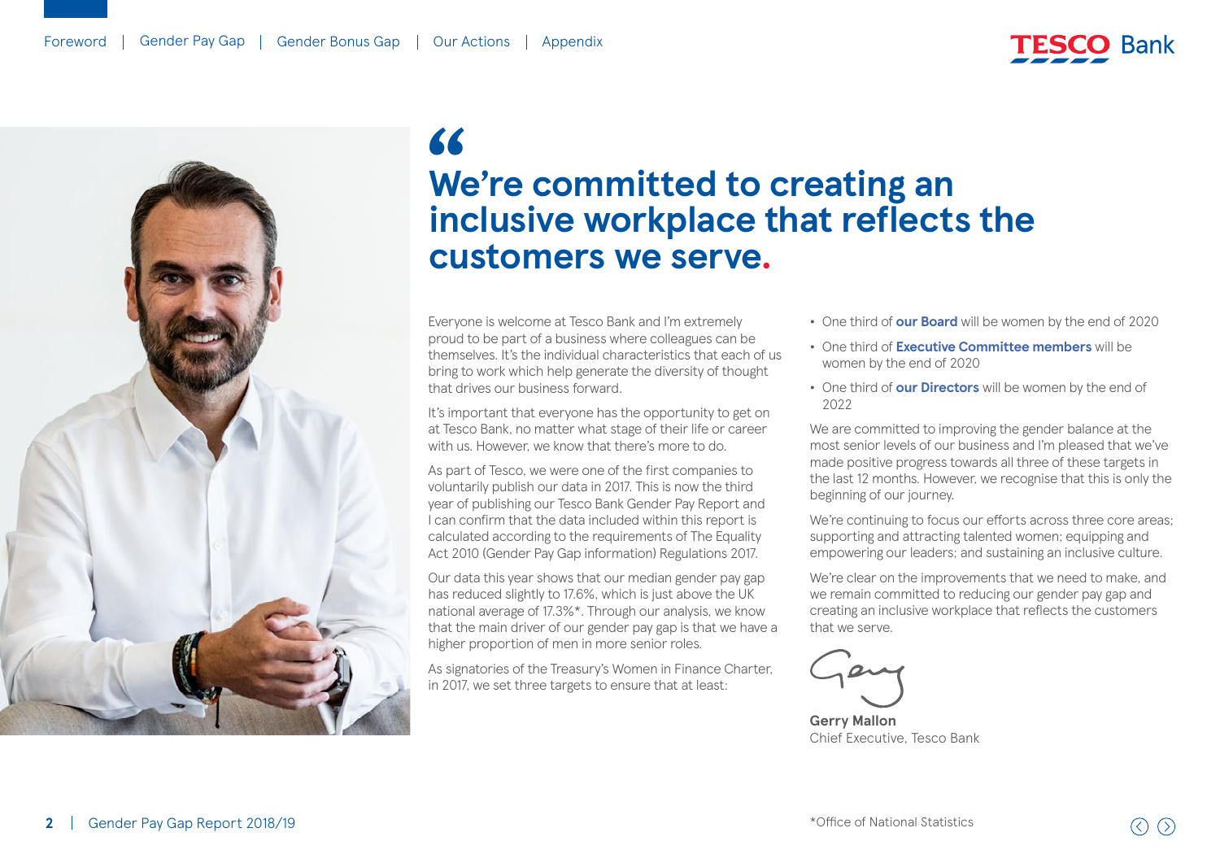# We're committed to creating an inclusive workplace that reflects the customers we serve.

Everyone is welcome at Tesco Bank and I'm extremely proud to be part of a business where colleagues can be themselves. It's the individual characteristics that each of us bring to work which help generate the diversity of thought that drives our business forward.

It's important that everyone has the opportunity to get on at Tesco Bank, no matter what stage of their life or career with us. However, we know that there's more to do.

As part of Tesco, we were one of the first companies to voluntarily publish our data in 2017. This is now the third year of publishing our Tesco Bank Gender Pay Report and I can confirm that the data included within this report is calculated according to the requirements of The Equality Act 2010 (Gender Pay Gap information) Regulations 2017.

Our data this year shows that our median gender pay gap has reduced slightly to 17.6%, which is just above the UK national average of 17.3%*. Through our analysis, we know that the main driver of our gender pay gap is that we have a higher proportion of men in more senior roles.

As signatories of the Treasury's Women in Finance Charter, in 2017, we set three targets to ensure that at least:

- One third of **our Board** will be women by the end of 2020
- One third of **Executive Committee members** will be women by the end of 2020
- One third of **our Directors** will be women by the end of 2022

We are committed to improving the gender balance at the most senior levels of our business and I'm pleased that we've made positive progress towards all three of these targets in the last 12 months. However, we recognise that this is only the beginning of our journey.

We're continuing to focus our efforts across three core areas; supporting and attracting talented women; equipping and empowering our leaders; and sustaining an inclusive culture.

We're clear on the improvements that we need to make, and we remain committed to reducing our gender pay gap and creating an inclusive workplace that reflects the customers that we serve.

**Gerry Mallon**
Chief Executive, Tesco Bank

*Office of National Statistics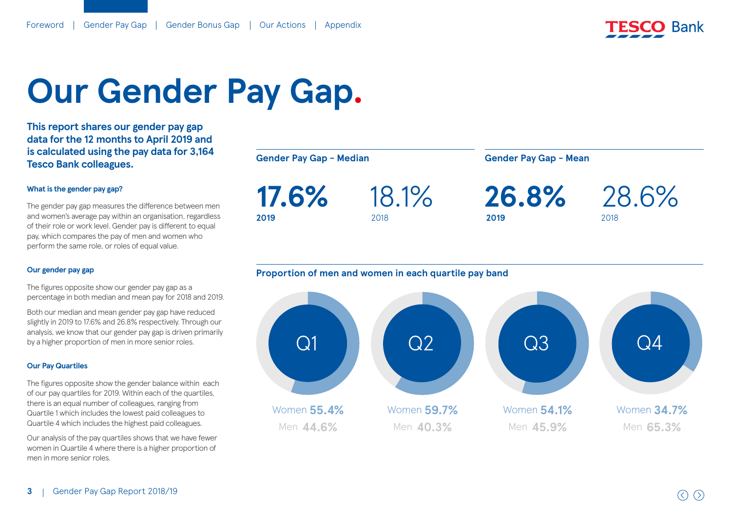# Our Gender Pay Gap.

**This report shares our gender pay gap data for the 12 months to April 2019 and is calculated using the pay data for 3,164 Tesco Bank colleagues.**

#### What is the gender pay gap?

The gender pay gap measures the difference between men and women's average pay within an organisation, regardless of their role or work level. Gender pay is different to equal pay, which compares the pay of men and women who perform the same role, or roles of equal value.

#### Our gender pay gap

The figures opposite show our gender pay gap as a percentage in both median and mean pay for 2018 and 2019.

Both our median and mean gender pay gap have reduced slightly in 2019 to 17.6% and 26.8% respectively. Through our analysis, we know that our gender pay gap is driven primarily by a higher proportion of men in more senior roles.

#### Our Pay Quartiles

The figures opposite show the gender balance within each of our pay quartiles for 2019. Within each of the quartiles, there is an equal number of colleagues, ranging from Quartile 1 which includes the lowest paid colleagues to Quartile 4 which includes the highest paid colleagues.

Our analysis of the pay quartiles shows that we have fewer women in Quartile 4 where there is a higher proportion of men in more senior roles.

### Gender Pay Gap - Median

**17.6%** **2019**

18.1% 2018

### Gender Pay Gap - Mean

**26.8%** **2019**

28.6% 2018

### Proportion of men and women in each quartile pay band

| | Q1 | Q2 | Q3 | Q4 |
|---|---|---|---|---|
| Women | 55.4% | 59.7% | 54.1% | 34.7% |
| Men | 44.6% | 40.3% | 45.9% | 65.3% |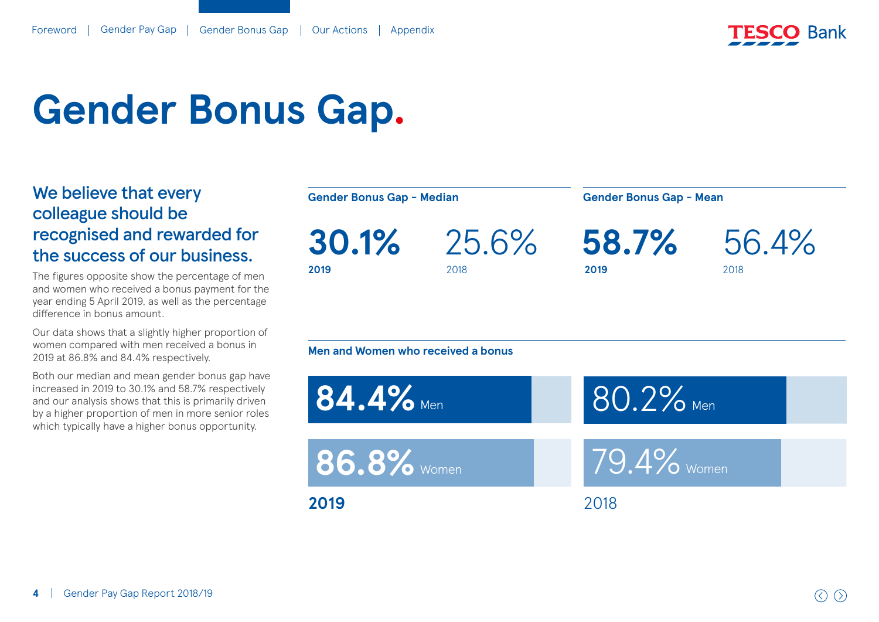# Gender Bonus Gap.

## We believe that every colleague should be recognised and rewarded for the success of our business.

The figures opposite show the percentage of men and women who received a bonus payment for the year ending 5 April 2019, as well as the percentage difference in bonus amount.

Our data shows that a slightly higher proportion of women compared with men received a bonus in 2019 at 86.8% and 84.4% respectively.

Both our median and mean gender bonus gap have increased in 2019 to 30.1% and 58.7% respectively and our analysis shows that this is primarily driven by a higher proportion of men in more senior roles which typically have a higher bonus opportunity.

### Gender Bonus Gap - Median

**30.1%**
**2019**

25.6%
2018

### Gender Bonus Gap - Mean

**58.7%**
**2019**

56.4%
2018

### Men and Women who received a bonus

**2019**

**84.4%** Men

**86.8%** Women

2018

80.2% Men

79.4% Women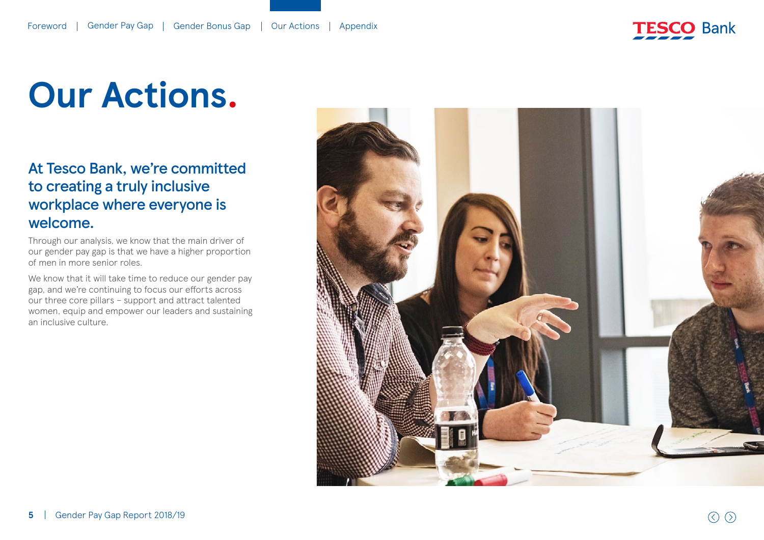# Our Actions.

## At Tesco Bank, we're committed to creating a truly inclusive workplace where everyone is welcome.

Through our analysis, we know that the main driver of our gender pay gap is that we have a higher proportion of men in more senior roles.

We know that it will take time to reduce our gender pay gap, and we're continuing to focus our efforts across our three core pillars – support and attract talented women, equip and empower our leaders and sustaining an inclusive culture.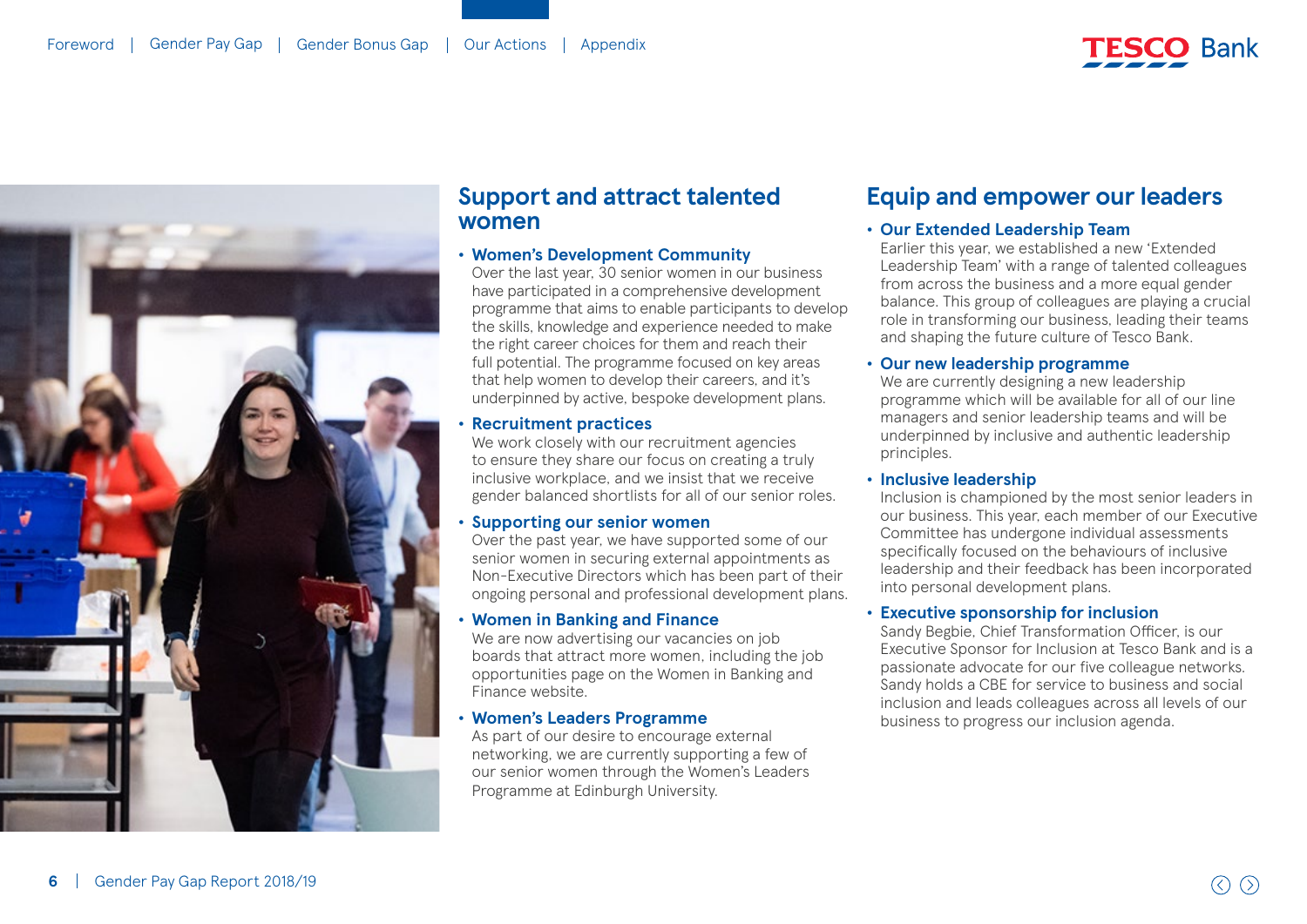## Support and attract talented women

- **Women's Development Community**
  Over the last year, 30 senior women in our business have participated in a comprehensive development programme that aims to enable participants to develop the skills, knowledge and experience needed to make the right career choices for them and reach their full potential. The programme focused on key areas that help women to develop their careers, and it's underpinned by active, bespoke development plans.
- **Recruitment practices**
  We work closely with our recruitment agencies to ensure they share our focus on creating a truly inclusive workplace, and we insist that we receive gender balanced shortlists for all of our senior roles.
- **Supporting our senior women**
  Over the past year, we have supported some of our senior women in securing external appointments as Non-Executive Directors which has been part of their ongoing personal and professional development plans.
- **Women in Banking and Finance**
  We are now advertising our vacancies on job boards that attract more women, including the job opportunities page on the Women in Banking and Finance website.
- **Women's Leaders Programme**
  As part of our desire to encourage external networking, we are currently supporting a few of our senior women through the Women's Leaders Programme at Edinburgh University.

## Equip and empower our leaders

- **Our Extended Leadership Team**
  Earlier this year, we established a new 'Extended Leadership Team' with a range of talented colleagues from across the business and a more equal gender balance. This group of colleagues are playing a crucial role in transforming our business, leading their teams and shaping the future culture of Tesco Bank.
- **Our new leadership programme**
  We are currently designing a new leadership programme which will be available for all of our line managers and senior leadership teams and will be underpinned by inclusive and authentic leadership principles.
- **Inclusive leadership**
  Inclusion is championed by the most senior leaders in our business. This year, each member of our Executive Committee has undergone individual assessments specifically focused on the behaviours of inclusive leadership and their feedback has been incorporated into personal development plans.
- **Executive sponsorship for inclusion**
  Sandy Begbie, Chief Transformation Officer, is our Executive Sponsor for Inclusion at Tesco Bank and is a passionate advocate for our five colleague networks. Sandy holds a CBE for service to business and social inclusion and leads colleagues across all levels of our business to progress our inclusion agenda.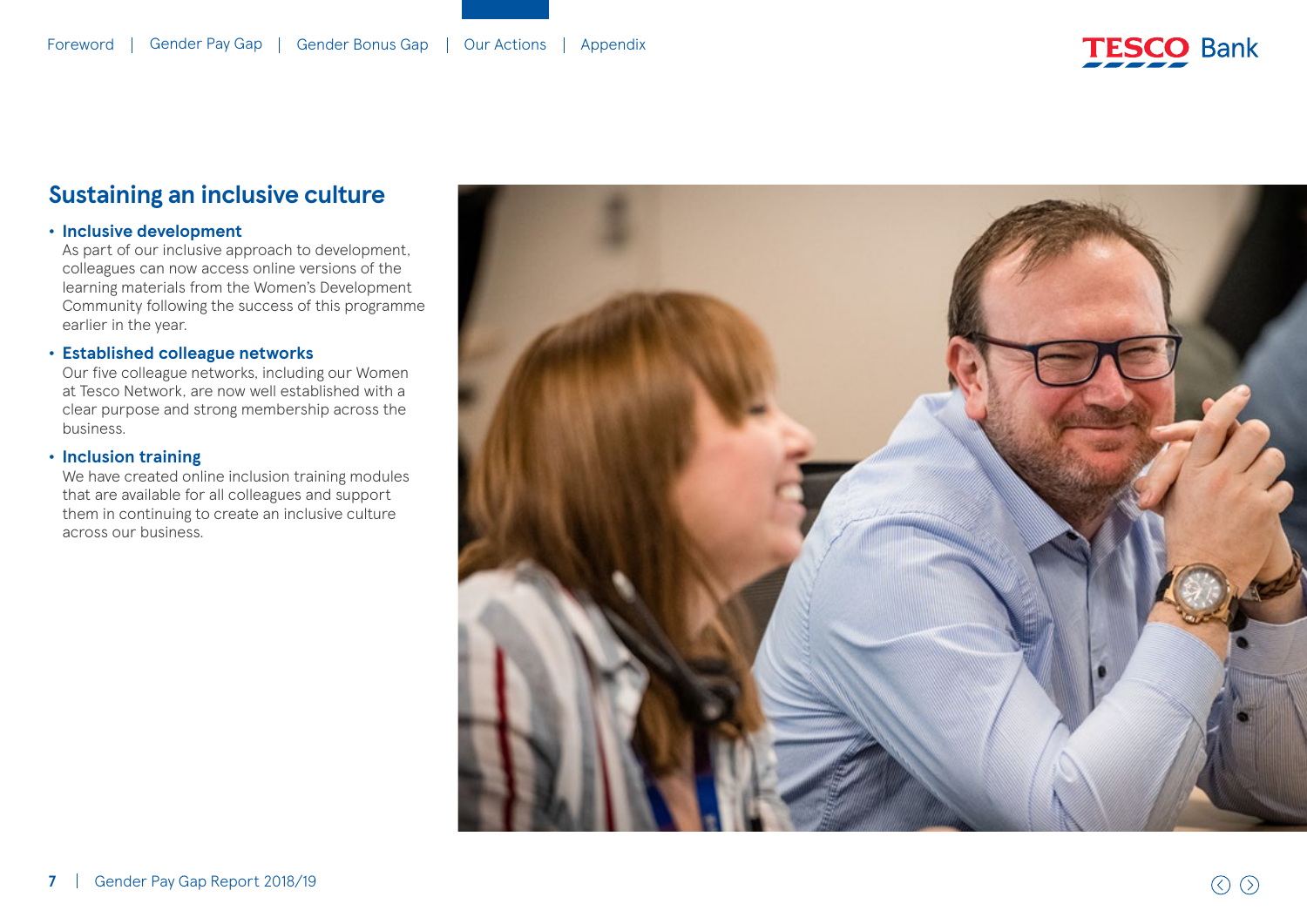## Sustaining an inclusive culture

- **Inclusive development**
  As part of our inclusive approach to development, colleagues can now access online versions of the learning materials from the Women's Development Community following the success of this programme earlier in the year.
- **Established colleague networks**
  Our five colleague networks, including our Women at Tesco Network, are now well established with a clear purpose and strong membership across the business.
- **Inclusion training**
  We have created online inclusion training modules that are available for all colleagues and support them in continuing to create an inclusive culture across our business.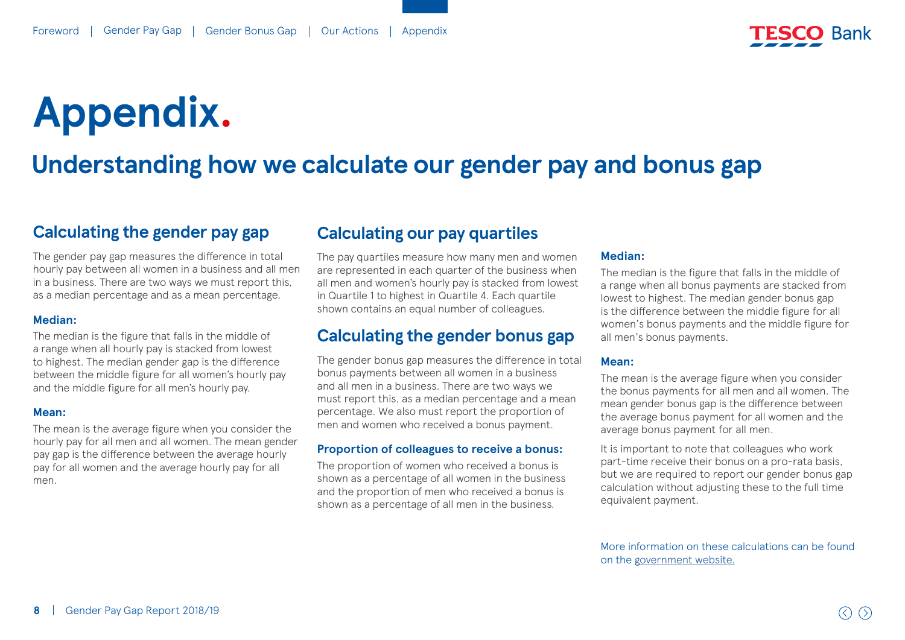# Appendix.

## Understanding how we calculate our gender pay and bonus gap

### Calculating the gender pay gap

The gender pay gap measures the difference in total hourly pay between all women in a business and all men in a business. There are two ways we must report this, as a median percentage and as a mean percentage.

#### Median:

The median is the figure that falls in the middle of a range when all hourly pay is stacked from lowest to highest. The median gender gap is the difference between the middle figure for all women's hourly pay and the middle figure for all men's hourly pay.

#### Mean:

The mean is the average figure when you consider the hourly pay for all men and all women. The mean gender pay gap is the difference between the average hourly pay for all women and the average hourly pay for all men.

### Calculating our pay quartiles

The pay quartiles measure how many men and women are represented in each quarter of the business when all men and women's hourly pay is stacked from lowest in Quartile 1 to highest in Quartile 4. Each quartile shown contains an equal number of colleagues.

### Calculating the gender bonus gap

The gender bonus gap measures the difference in total bonus payments between all women in a business and all men in a business. There are two ways we must report this, as a median percentage and a mean percentage. We also must report the proportion of men and women who received a bonus payment.

#### Proportion of colleagues to receive a bonus:

The proportion of women who received a bonus is shown as a percentage of all women in the business and the proportion of men who received a bonus is shown as a percentage of all men in the business.

#### Median:

The median is the figure that falls in the middle of a range when all bonus payments are stacked from lowest to highest. The median gender bonus gap is the difference between the middle figure for all women's bonus payments and the middle figure for all men's bonus payments.

#### Mean:

The mean is the average figure when you consider the bonus payments for all men and all women. The mean gender bonus gap is the difference between the average bonus payment for all women and the average bonus payment for all men.

It is important to note that colleagues who work part-time receive their bonus on a pro-rata basis, but we are required to report our gender bonus gap calculation without adjusting these to the full time equivalent payment.

More information on these calculations can be found on the government website.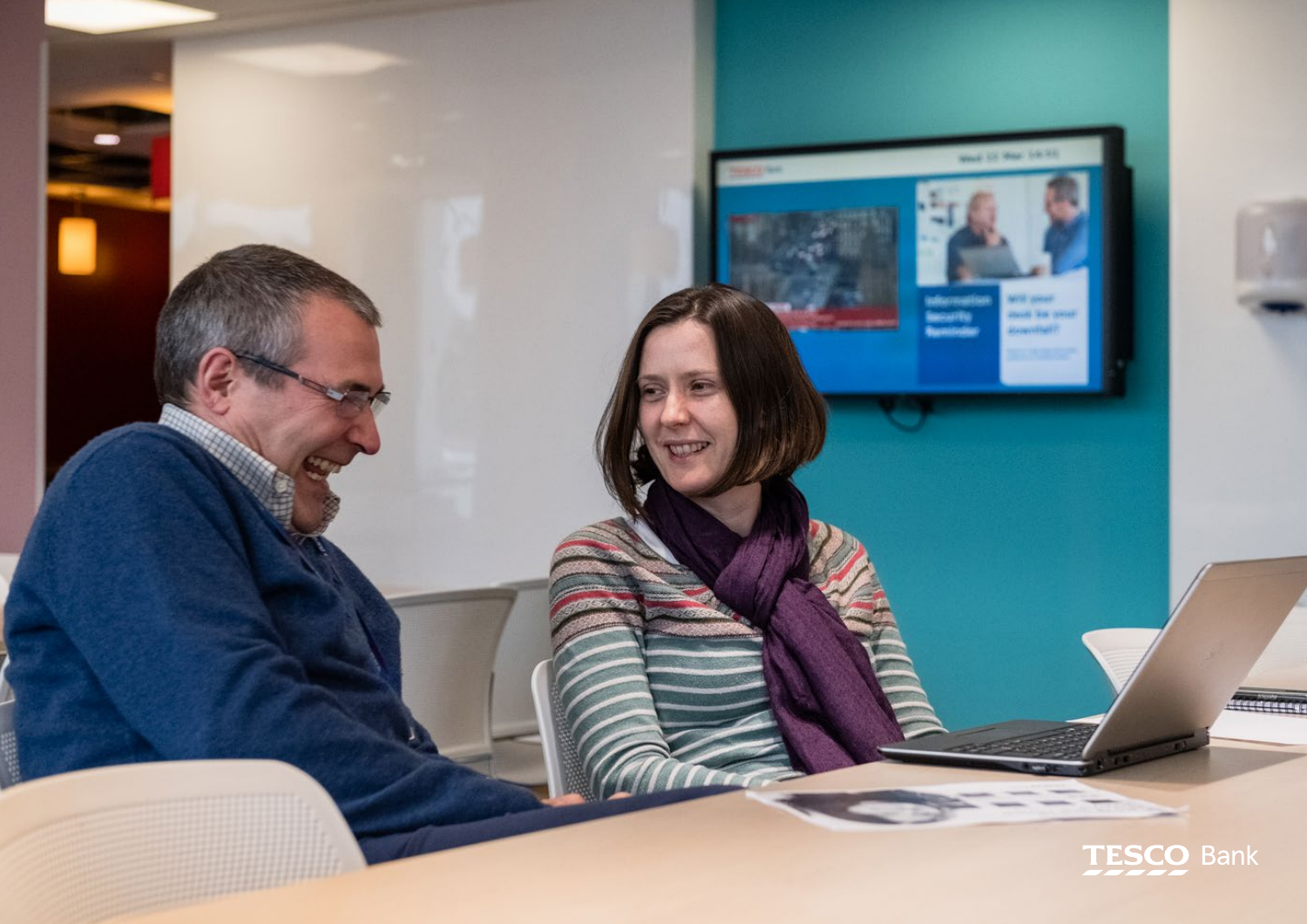TESCO Bank